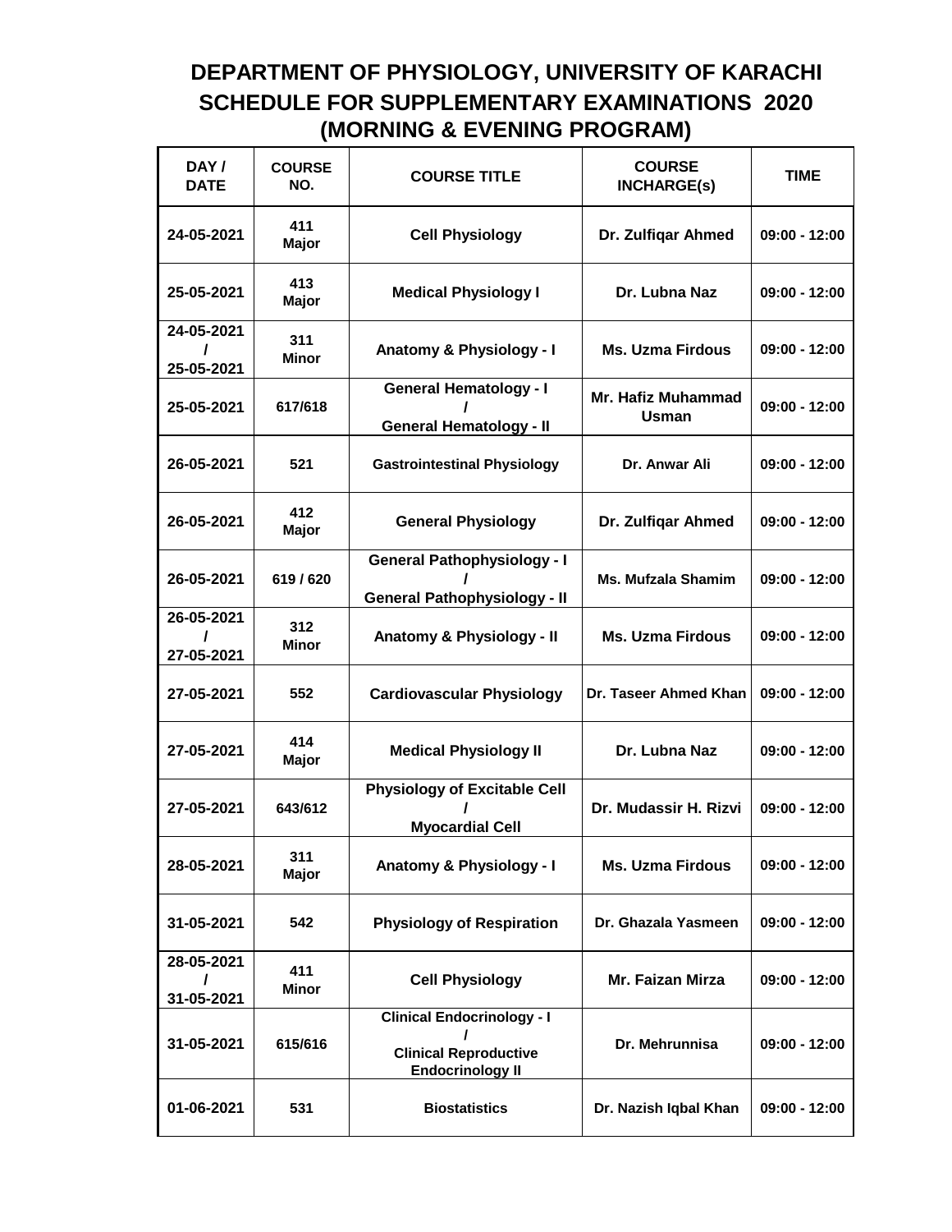# DEPARTMENT OF PHYSIOLOGY, UNIVERSITY OF KARACHI
## SCHEDULE FOR SUPPLEMENTARY EXAMINATIONS 2020
## (MORNING & EVENING PROGRAM)

| DAY / DATE | COURSE NO. | COURSE TITLE | COURSE INCHARGE(s) | TIME |
|---|---|---|---|---|
| 24-05-2021 | 411 Major | Cell Physiology | Dr. Zulfiqar Ahmed | 09:00 - 12:00 |
| 25-05-2021 | 413 Major | Medical Physiology I | Dr. Lubna Naz | 09:00 - 12:00 |
| 24-05-2021 / 25-05-2021 | 311 Minor | Anatomy & Physiology - I | Ms. Uzma Firdous | 09:00 - 12:00 |
| 25-05-2021 | 617/618 | General Hematology - I / General Hematology - II | Mr. Hafiz Muhammad Usman | 09:00 - 12:00 |
| 26-05-2021 | 521 | Gastrointestinal Physiology | Dr. Anwar Ali | 09:00 - 12:00 |
| 26-05-2021 | 412 Major | General Physiology | Dr. Zulfiqar Ahmed | 09:00 - 12:00 |
| 26-05-2021 | 619 / 620 | General Pathophysiology - I / General Pathophysiology - II | Ms. Mufzala Shamim | 09:00 - 12:00 |
| 26-05-2021 / 27-05-2021 | 312 Minor | Anatomy & Physiology - II | Ms. Uzma Firdous | 09:00 - 12:00 |
| 27-05-2021 | 552 | Cardiovascular Physiology | Dr. Taseer Ahmed Khan | 09:00 - 12:00 |
| 27-05-2021 | 414 Major | Medical Physiology II | Dr. Lubna Naz | 09:00 - 12:00 |
| 27-05-2021 | 643/612 | Physiology of Excitable Cell / Myocardial Cell | Dr. Mudassir H. Rizvi | 09:00 - 12:00 |
| 28-05-2021 | 311 Major | Anatomy & Physiology - I | Ms. Uzma Firdous | 09:00 - 12:00 |
| 31-05-2021 | 542 | Physiology of Respiration | Dr. Ghazala Yasmeen | 09:00 - 12:00 |
| 28-05-2021 / 31-05-2021 | 411 Minor | Cell Physiology | Mr. Faizan Mirza | 09:00 - 12:00 |
| 31-05-2021 | 615/616 | Clinical Endocrinology - I / Clinical Reproductive Endocrinology II | Dr. Mehrunnisa | 09:00 - 12:00 |
| 01-06-2021 | 531 | Biostatistics | Dr. Nazish Iqbal Khan | 09:00 - 12:00 |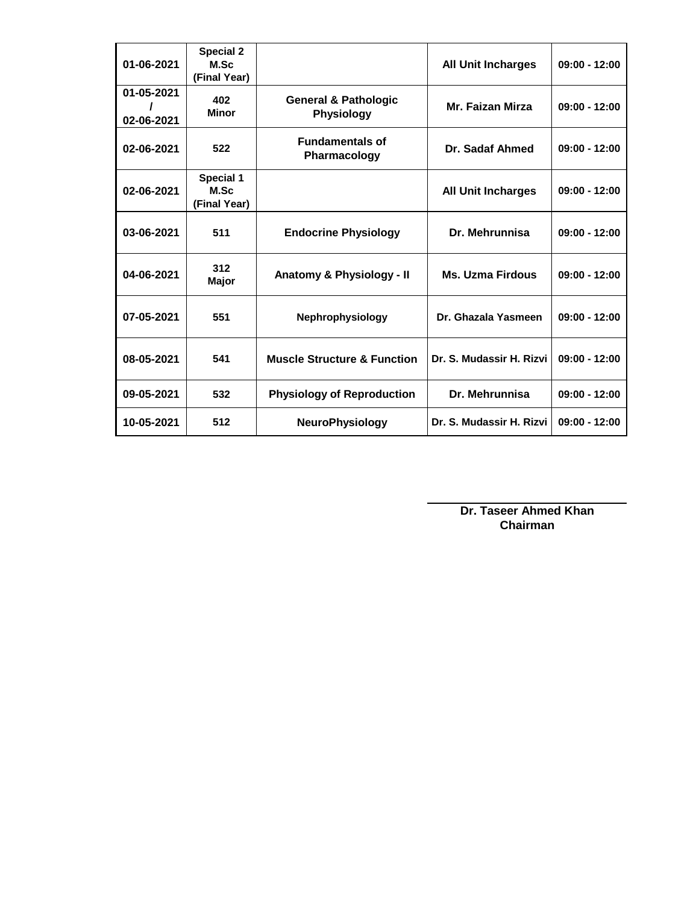| | | | | |
|---|---|---|---|---|
| 01-06-2021 | Special 2 M.Sc (Final Year) | | All Unit Incharges | 09:00 - 12:00 |
| 01-05-2021 / 02-06-2021 | 402 Minor | General & Pathologic Physiology | Mr. Faizan Mirza | 09:00 - 12:00 |
| 02-06-2021 | 522 | Fundamentals of Pharmacology | Dr. Sadaf Ahmed | 09:00 - 12:00 |
| 02-06-2021 | Special 1 M.Sc (Final Year) | | All Unit Incharges | 09:00 - 12:00 |
| 03-06-2021 | 511 | Endocrine Physiology | Dr. Mehrunnisa | 09:00 - 12:00 |
| 04-06-2021 | 312 Major | Anatomy & Physiology - II | Ms. Uzma Firdous | 09:00 - 12:00 |
| 07-05-2021 | 551 | Nephrophysiology | Dr. Ghazala Yasmeen | 09:00 - 12:00 |
| 08-05-2021 | 541 | Muscle Structure & Function | Dr. S. Mudassir H. Rizvi | 09:00 - 12:00 |
| 09-05-2021 | 532 | Physiology of Reproduction | Dr. Mehrunnisa | 09:00 - 12:00 |
| 10-05-2021 | 512 | NeuroPhysiology | Dr. S. Mudassir H. Rizvi | 09:00 - 12:00 |

**Dr. Taseer Ahmed Khan**
**Chairman**